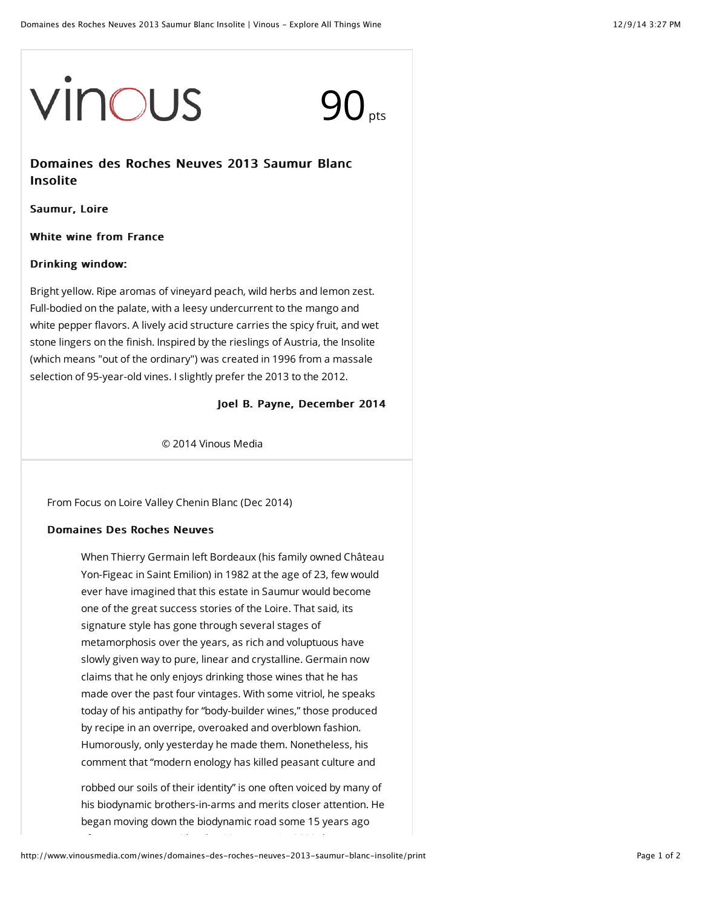vinous

90 pts

## Domaines des Roches Neuves 2013 Saumur Blanc Insolite

**Saumur, Loire**

**White wine from France**

**Drinking window:**

Bright yellow. Ripe aromas of vineyard peach, wild herbs and lemon zest. Full-bodied on the palate, with a leesy undercurrent to the mango and white pepper flavors. A lively acid structure carries the spicy fruit, and wet stone lingers on the finish. Inspired by the rieslings of Austria, the Insolite (which means "out of the ordinary") was created in 1996 from a massale selection of 95-year-old vines. I slightly prefer the 2013 to the 2012.

**Joel B. Payne, December 2014**

© 2014 Vinous Media

From Focus on Loire Valley Chenin Blanc (Dec 2014)

**Domaines Des Roches Neuves**

> When Thierry Germain left Bordeaux (his family owned Château Yon-Figeac in Saint Emilion) in 1982 at the age of 23, few would ever have imagined that this estate in Saumur would become one of the great success stories of the Loire. That said, its signature style has gone through several stages of metamorphosis over the years, as rich and voluptuous have slowly given way to pure, linear and crystalline. Germain now claims that he only enjoys drinking those wines that he has made over the past four vintages. With some vitriol, he speaks today of his antipathy for "body-builder wines," those produced by recipe in an overripe, overoaked and overblown fashion. Humorously, only yesterday he made them. Nonetheless, his comment that "modern enology has killed peasant culture and robbed our soils of their identity" is one often voiced by many of his biodynamic brothers-in-arms and merits closer attention. He began moving down the biodynamic road some 15 years ago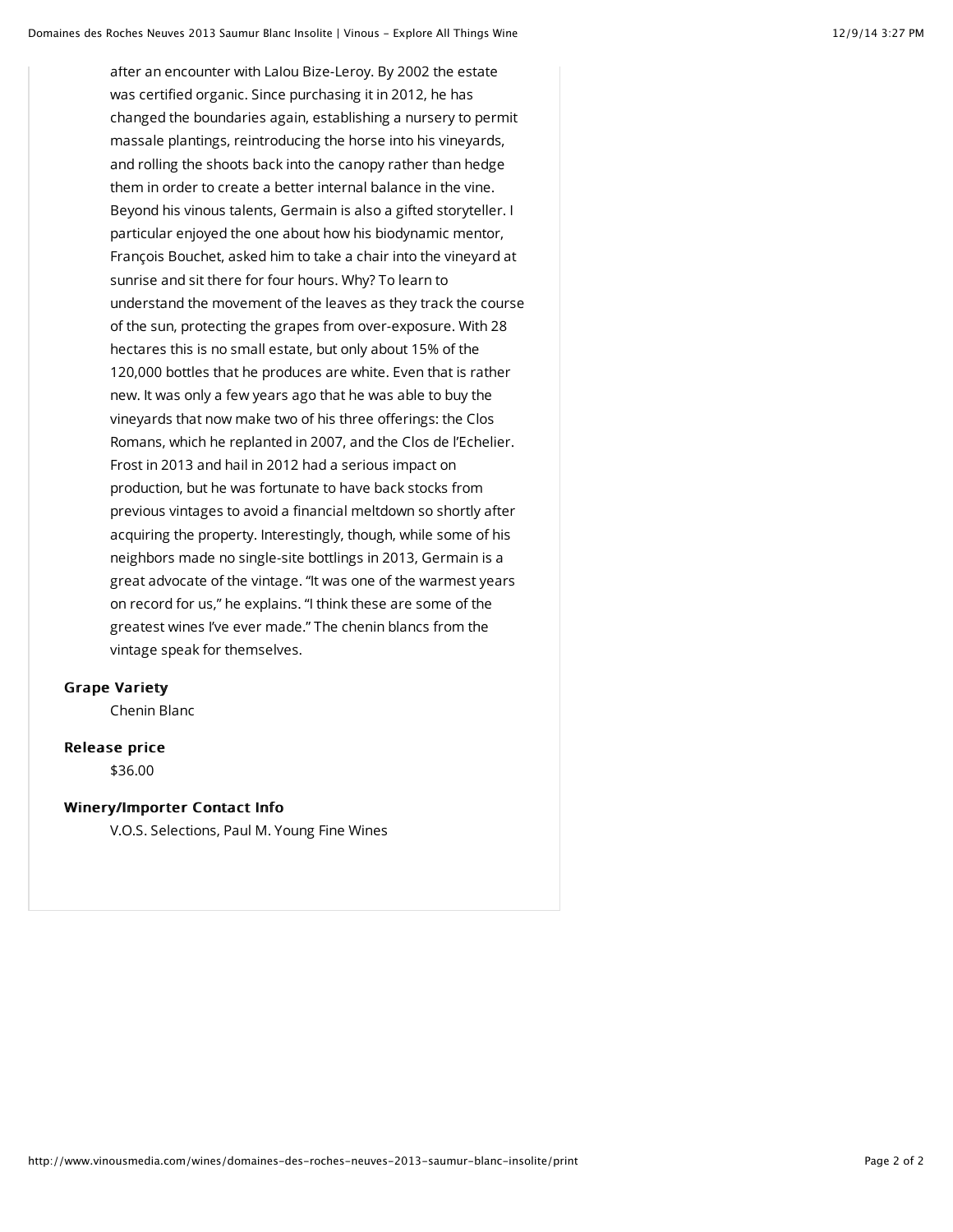after an encounter with Lalou Bize-Leroy. By 2002 the estate was certified organic. Since purchasing it in 2012, he has changed the boundaries again, establishing a nursery to permit massale plantings, reintroducing the horse into his vineyards, and rolling the shoots back into the canopy rather than hedge them in order to create a better internal balance in the vine. Beyond his vinous talents, Germain is also a gifted storyteller. I particular enjoyed the one about how his biodynamic mentor, François Bouchet, asked him to take a chair into the vineyard at sunrise and sit there for four hours. Why? To learn to understand the movement of the leaves as they track the course of the sun, protecting the grapes from over-exposure. With 28 hectares this is no small estate, but only about 15% of the 120,000 bottles that he produces are white. Even that is rather new. It was only a few years ago that he was able to buy the vineyards that now make two of his three offerings: the Clos Romans, which he replanted in 2007, and the Clos de l'Echelier. Frost in 2013 and hail in 2012 had a serious impact on production, but he was fortunate to have back stocks from previous vintages to avoid a financial meltdown so shortly after acquiring the property. Interestingly, though, while some of his neighbors made no single-site bottlings in 2013, Germain is a great advocate of the vintage. "It was one of the warmest years on record for us," he explains. "I think these are some of the greatest wines I've ever made." The chenin blancs from the vintage speak for themselves.

**Grape Variety**

Chenin Blanc

**Release price**

$36.00

**Winery/Importer Contact Info**

V.O.S. Selections, Paul M. Young Fine Wines